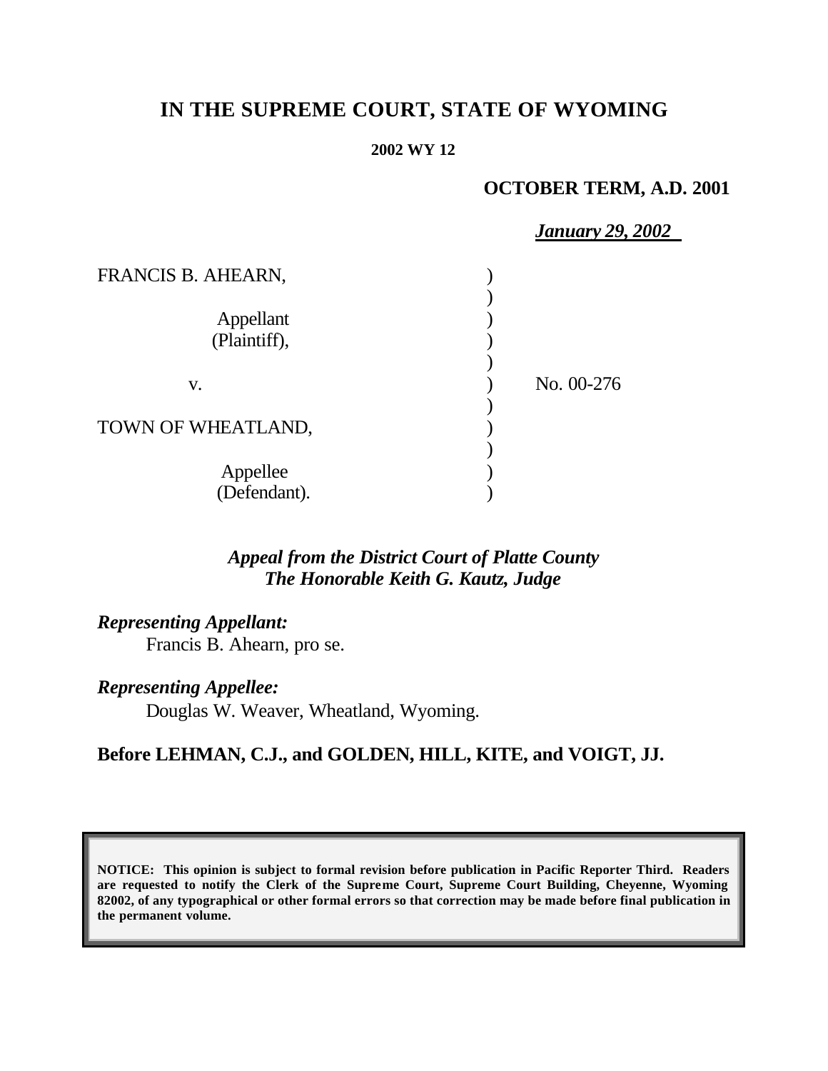# IN THE SUPREME COURT, STATE OF WYOMING

**2002 WY 12**

**OCTOBER TERM, A.D. 2001**

***January 29, 2002***

| | | |
|---|---|---|
| FRANCIS B. AHEARN, | ) | |
| | ) | |
| Appellant (Plaintiff), | ) | |
| | ) | |
| v. | ) | No. 00-276 |
| | ) | |
| TOWN OF WHEATLAND, | ) | |
| | ) | |
| Appellee (Defendant). | ) | |

***Appeal from the District Court of Platte County***
***The Honorable Keith G. Kautz, Judge***

***Representing Appellant:***
Francis B. Ahearn, pro se.

***Representing Appellee:***
Douglas W. Weaver, Wheatland, Wyoming.

**Before LEHMAN, C.J., and GOLDEN, HILL, KITE, and VOIGT, JJ.**

**NOTICE: This opinion is subject to formal revision before publication in Pacific Reporter Third. Readers are requested to notify the Clerk of the Supreme Court, Supreme Court Building, Cheyenne, Wyoming 82002, of any typographical or other formal errors so that correction may be made before final publication in the permanent volume.**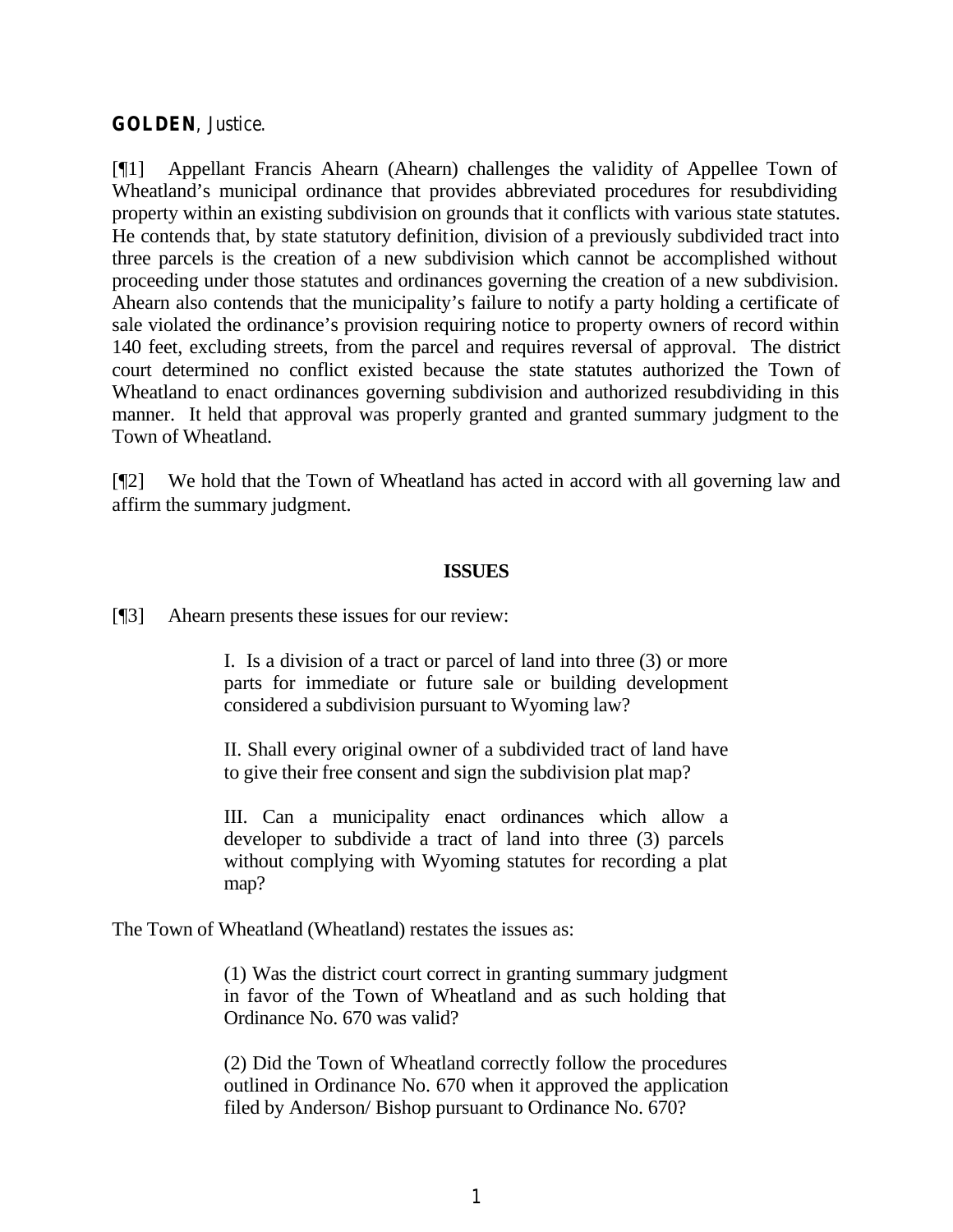**GOLDEN**, Justice.

[¶1] Appellant Francis Ahearn (Ahearn) challenges the validity of Appellee Town of Wheatland's municipal ordinance that provides abbreviated procedures for resubdividing property within an existing subdivision on grounds that it conflicts with various state statutes. He contends that, by state statutory definition, division of a previously subdivided tract into three parcels is the creation of a new subdivision which cannot be accomplished without proceeding under those statutes and ordinances governing the creation of a new subdivision. Ahearn also contends that the municipality's failure to notify a party holding a certificate of sale violated the ordinance's provision requiring notice to property owners of record within 140 feet, excluding streets, from the parcel and requires reversal of approval. The district court determined no conflict existed because the state statutes authorized the Town of Wheatland to enact ordinances governing subdivision and authorized resubdividing in this manner. It held that approval was properly granted and granted summary judgment to the Town of Wheatland.

[¶2] We hold that the Town of Wheatland has acted in accord with all governing law and affirm the summary judgment.

## ISSUES

[¶3] Ahearn presents these issues for our review:

> I. Is a division of a tract or parcel of land into three (3) or more parts for immediate or future sale or building development considered a subdivision pursuant to Wyoming law?
>
> II. Shall every original owner of a subdivided tract of land have to give their free consent and sign the subdivision plat map?
>
> III. Can a municipality enact ordinances which allow a developer to subdivide a tract of land into three (3) parcels without complying with Wyoming statutes for recording a plat map?

The Town of Wheatland (Wheatland) restates the issues as:

> (1) Was the district court correct in granting summary judgment in favor of the Town of Wheatland and as such holding that Ordinance No. 670 was valid?
>
> (2) Did the Town of Wheatland correctly follow the procedures outlined in Ordinance No. 670 when it approved the application filed by Anderson/ Bishop pursuant to Ordinance No. 670?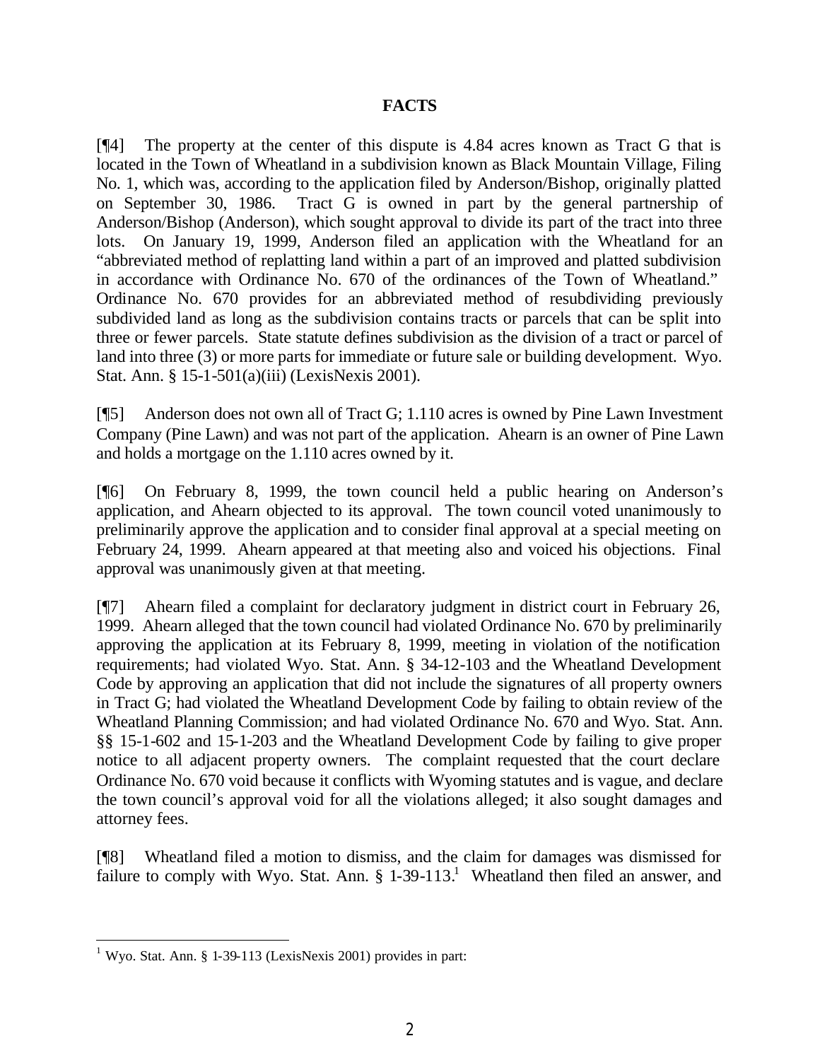## FACTS

[¶4] The property at the center of this dispute is 4.84 acres known as Tract G that is located in the Town of Wheatland in a subdivision known as Black Mountain Village, Filing No. 1, which was, according to the application filed by Anderson/Bishop, originally platted on September 30, 1986. Tract G is owned in part by the general partnership of Anderson/Bishop (Anderson), which sought approval to divide its part of the tract into three lots. On January 19, 1999, Anderson filed an application with the Wheatland for an "abbreviated method of replatting land within a part of an improved and platted subdivision in accordance with Ordinance No. 670 of the ordinances of the Town of Wheatland." Ordinance No. 670 provides for an abbreviated method of resubdividing previously subdivided land as long as the subdivision contains tracts or parcels that can be split into three or fewer parcels. State statute defines subdivision as the division of a tract or parcel of land into three (3) or more parts for immediate or future sale or building development. Wyo. Stat. Ann. § 15-1-501(a)(iii) (LexisNexis 2001).

[¶5] Anderson does not own all of Tract G; 1.110 acres is owned by Pine Lawn Investment Company (Pine Lawn) and was not part of the application. Ahearn is an owner of Pine Lawn and holds a mortgage on the 1.110 acres owned by it.

[¶6] On February 8, 1999, the town council held a public hearing on Anderson's application, and Ahearn objected to its approval. The town council voted unanimously to preliminarily approve the application and to consider final approval at a special meeting on February 24, 1999. Ahearn appeared at that meeting also and voiced his objections. Final approval was unanimously given at that meeting.

[¶7] Ahearn filed a complaint for declaratory judgment in district court in February 26, 1999. Ahearn alleged that the town council had violated Ordinance No. 670 by preliminarily approving the application at its February 8, 1999, meeting in violation of the notification requirements; had violated Wyo. Stat. Ann. § 34-12-103 and the Wheatland Development Code by approving an application that did not include the signatures of all property owners in Tract G; had violated the Wheatland Development Code by failing to obtain review of the Wheatland Planning Commission; and had violated Ordinance No. 670 and Wyo. Stat. Ann. §§ 15-1-602 and 15-1-203 and the Wheatland Development Code by failing to give proper notice to all adjacent property owners. The complaint requested that the court declare Ordinance No. 670 void because it conflicts with Wyoming statutes and is vague, and declare the town council's approval void for all the violations alleged; it also sought damages and attorney fees.

[¶8] Wheatland filed a motion to dismiss, and the claim for damages was dismissed for failure to comply with Wyo. Stat. Ann. § 1-39-113.[1] Wheatland then filed an answer, and

---

[1] Wyo. Stat. Ann. § 1-39-113 (LexisNexis 2001) provides in part: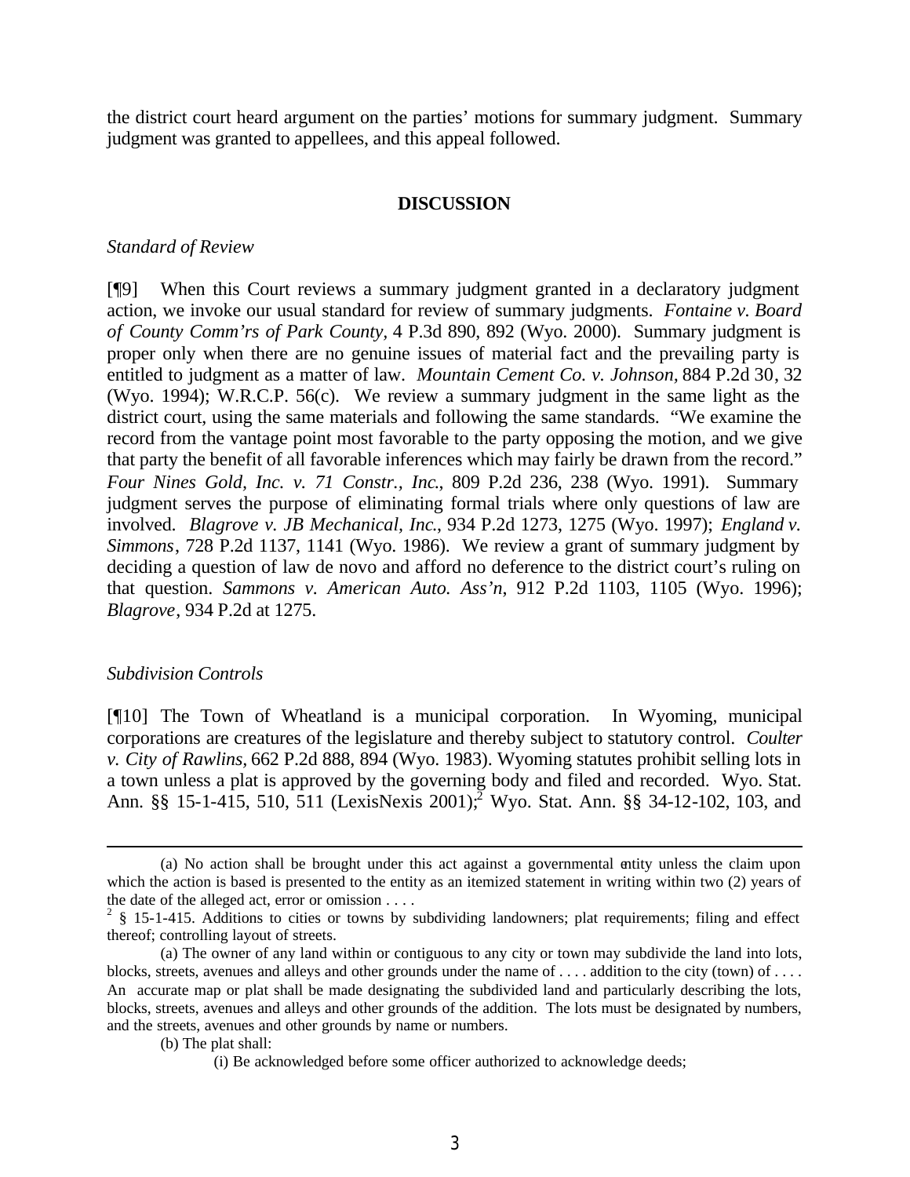the district court heard argument on the parties' motions for summary judgment. Summary judgment was granted to appellees, and this appeal followed.

## DISCUSSION

*Standard of Review*

[¶9] When this Court reviews a summary judgment granted in a declaratory judgment action, we invoke our usual standard for review of summary judgments. *Fontaine v. Board of County Comm'rs of Park County*, 4 P.3d 890, 892 (Wyo. 2000). Summary judgment is proper only when there are no genuine issues of material fact and the prevailing party is entitled to judgment as a matter of law. *Mountain Cement Co. v. Johnson*, 884 P.2d 30, 32 (Wyo. 1994); W.R.C.P. 56(c). We review a summary judgment in the same light as the district court, using the same materials and following the same standards. "We examine the record from the vantage point most favorable to the party opposing the motion, and we give that party the benefit of all favorable inferences which may fairly be drawn from the record." *Four Nines Gold, Inc. v. 71 Constr., Inc.*, 809 P.2d 236, 238 (Wyo. 1991). Summary judgment serves the purpose of eliminating formal trials where only questions of law are involved. *Blagrove v. JB Mechanical, Inc.*, 934 P.2d 1273, 1275 (Wyo. 1997); *England v. Simmons*, 728 P.2d 1137, 1141 (Wyo. 1986). We review a grant of summary judgment by deciding a question of law de novo and afford no deference to the district court's ruling on that question. *Sammons v. American Auto. Ass'n*, 912 P.2d 1103, 1105 (Wyo. 1996); *Blagrove*, 934 P.2d at 1275.

*Subdivision Controls*

[¶10] The Town of Wheatland is a municipal corporation. In Wyoming, municipal corporations are creatures of the legislature and thereby subject to statutory control. *Coulter v. City of Rawlins*, 662 P.2d 888, 894 (Wyo. 1983). Wyoming statutes prohibit selling lots in a town unless a plat is approved by the governing body and filed and recorded. Wyo. Stat. Ann. §§ 15-1-415, 510, 511 (LexisNexis 2001);[2] Wyo. Stat. Ann. §§ 34-12-102, 103, and

---

(a) No action shall be brought under this act against a governmental entity unless the claim upon which the action is based is presented to the entity as an itemized statement in writing within two (2) years of the date of the alleged act, error or omission . . . .

[2] § 15-1-415. Additions to cities or towns by subdividing landowners; plat requirements; filing and effect thereof; controlling layout of streets.

(a) The owner of any land within or contiguous to any city or town may subdivide the land into lots, blocks, streets, avenues and alleys and other grounds under the name of . . . . addition to the city (town) of . . . . An accurate map or plat shall be made designating the subdivided land and particularly describing the lots, blocks, streets, avenues and alleys and other grounds of the addition. The lots must be designated by numbers, and the streets, avenues and other grounds by name or numbers.

(b) The plat shall:

(i) Be acknowledged before some officer authorized to acknowledge deeds;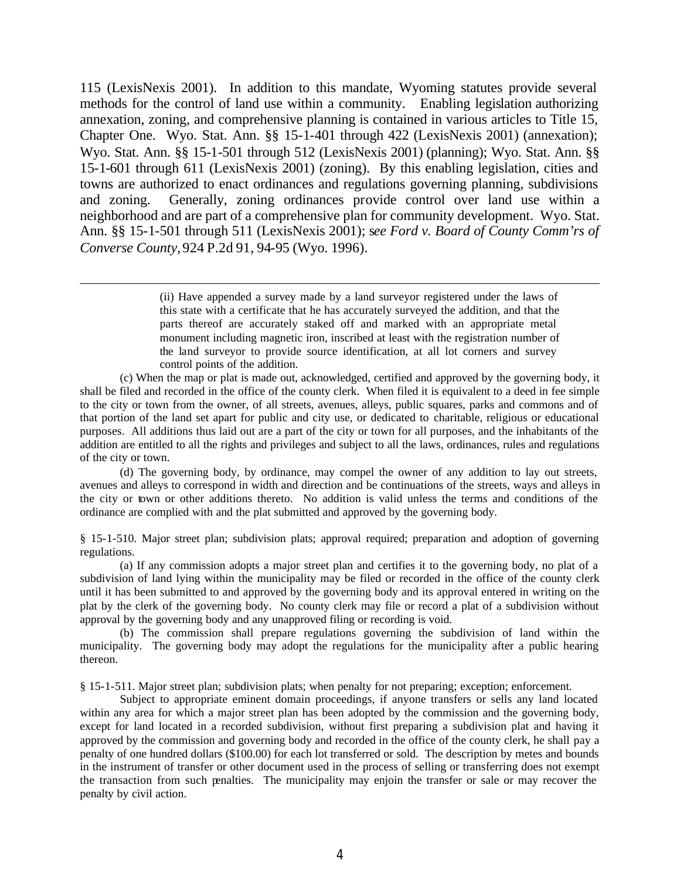115 (LexisNexis 2001). In addition to this mandate, Wyoming statutes provide several methods for the control of land use within a community. Enabling legislation authorizing annexation, zoning, and comprehensive planning is contained in various articles to Title 15, Chapter One. Wyo. Stat. Ann. §§ 15-1-401 through 422 (LexisNexis 2001) (annexation); Wyo. Stat. Ann. §§ 15-1-501 through 512 (LexisNexis 2001) (planning); Wyo. Stat. Ann. §§ 15-1-601 through 611 (LexisNexis 2001) (zoning). By this enabling legislation, cities and towns are authorized to enact ordinances and regulations governing planning, subdivisions and zoning. Generally, zoning ordinances provide control over land use within a neighborhood and are part of a comprehensive plan for community development. Wyo. Stat. Ann. §§ 15-1-501 through 511 (LexisNexis 2001); s*ee Ford v. Board of County Comm'rs of Converse County,* 924 P.2d 91, 94-95 (Wyo. 1996).

---

> (ii) Have appended a survey made by a land surveyor registered under the laws of this state with a certificate that he has accurately surveyed the addition, and that the parts thereof are accurately staked off and marked with an appropriate metal monument including magnetic iron, inscribed at least with the registration number of the land surveyor to provide source identification, at all lot corners and survey control points of the addition.

(c) When the map or plat is made out, acknowledged, certified and approved by the governing body, it shall be filed and recorded in the office of the county clerk. When filed it is equivalent to a deed in fee simple to the city or town from the owner, of all streets, avenues, alleys, public squares, parks and commons and of that portion of the land set apart for public and city use, or dedicated to charitable, religious or educational purposes. All additions thus laid out are a part of the city or town for all purposes, and the inhabitants of the addition are entitled to all the rights and privileges and subject to all the laws, ordinances, rules and regulations of the city or town.

(d) The governing body, by ordinance, may compel the owner of any addition to lay out streets, avenues and alleys to correspond in width and direction and be continuations of the streets, ways and alleys in the city or town or other additions thereto. No addition is valid unless the terms and conditions of the ordinance are complied with and the plat submitted and approved by the governing body.

§ 15-1-510. Major street plan; subdivision plats; approval required; preparation and adoption of governing regulations.

(a) If any commission adopts a major street plan and certifies it to the governing body, no plat of a subdivision of land lying within the municipality may be filed or recorded in the office of the county clerk until it has been submitted to and approved by the governing body and its approval entered in writing on the plat by the clerk of the governing body. No county clerk may file or record a plat of a subdivision without approval by the governing body and any unapproved filing or recording is void.

(b) The commission shall prepare regulations governing the subdivision of land within the municipality. The governing body may adopt the regulations for the municipality after a public hearing thereon.

§ 15-1-511. Major street plan; subdivision plats; when penalty for not preparing; exception; enforcement.

Subject to appropriate eminent domain proceedings, if anyone transfers or sells any land located within any area for which a major street plan has been adopted by the commission and the governing body, except for land located in a recorded subdivision, without first preparing a subdivision plat and having it approved by the commission and governing body and recorded in the office of the county clerk, he shall pay a penalty of one hundred dollars ($100.00) for each lot transferred or sold. The description by metes and bounds in the instrument of transfer or other document used in the process of selling or transferring does not exempt the transaction from such penalties. The municipality may enjoin the transfer or sale or may recover the penalty by civil action.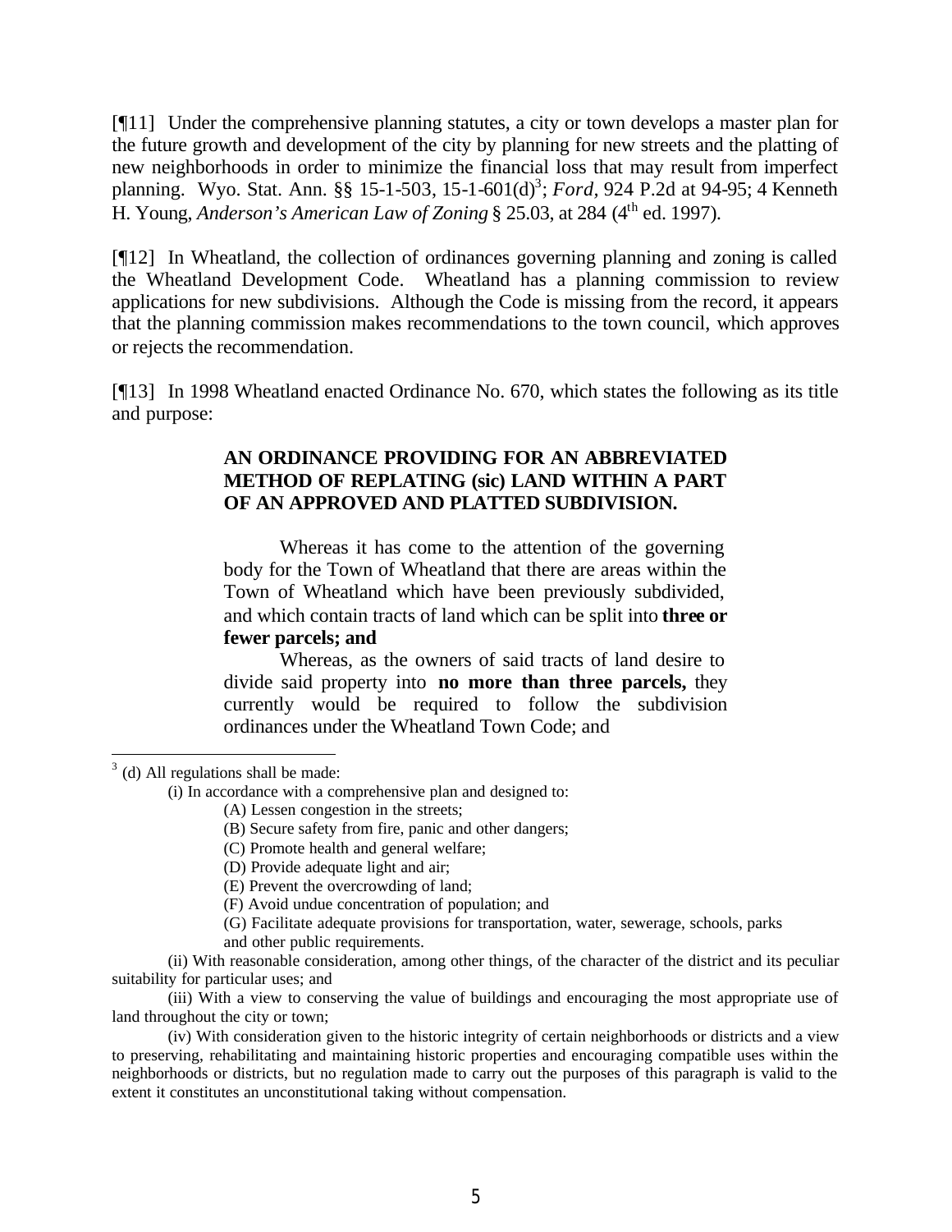[¶11] Under the comprehensive planning statutes, a city or town develops a master plan for the future growth and development of the city by planning for new streets and the platting of new neighborhoods in order to minimize the financial loss that may result from imperfect planning. Wyo. Stat. Ann. §§ 15-1-503, 15-1-601(d)[3]; *Ford*, 924 P.2d at 94-95; 4 Kenneth H. Young, *Anderson's American Law of Zoning* § 25.03, at 284 (4th ed. 1997).

[¶12] In Wheatland, the collection of ordinances governing planning and zoning is called the Wheatland Development Code. Wheatland has a planning commission to review applications for new subdivisions. Although the Code is missing from the record, it appears that the planning commission makes recommendations to the town council, which approves or rejects the recommendation.

[¶13] In 1998 Wheatland enacted Ordinance No. 670, which states the following as its title and purpose:

> **AN ORDINANCE PROVIDING FOR AN ABBREVIATED METHOD OF REPLATING (sic) LAND WITHIN A PART OF AN APPROVED AND PLATTED SUBDIVISION.**
>
> Whereas it has come to the attention of the governing body for the Town of Wheatland that there are areas within the Town of Wheatland which have been previously subdivided, and which contain tracts of land which can be split into **three or fewer parcels; and**
>
> Whereas, as the owners of said tracts of land desire to divide said property into **no more than three parcels,** they currently would be required to follow the subdivision ordinances under the Wheatland Town Code; and

---

[3] (d) All regulations shall be made:

(i) In accordance with a comprehensive plan and designed to:

(A) Lessen congestion in the streets;

(B) Secure safety from fire, panic and other dangers;

(C) Promote health and general welfare;

(D) Provide adequate light and air;

(E) Prevent the overcrowding of land;

(F) Avoid undue concentration of population; and

(G) Facilitate adequate provisions for transportation, water, sewerage, schools, parks and other public requirements.

(ii) With reasonable consideration, among other things, of the character of the district and its peculiar suitability for particular uses; and

(iii) With a view to conserving the value of buildings and encouraging the most appropriate use of land throughout the city or town;

(iv) With consideration given to the historic integrity of certain neighborhoods or districts and a view to preserving, rehabilitating and maintaining historic properties and encouraging compatible uses within the neighborhoods or districts, but no regulation made to carry out the purposes of this paragraph is valid to the extent it constitutes an unconstitutional taking without compensation.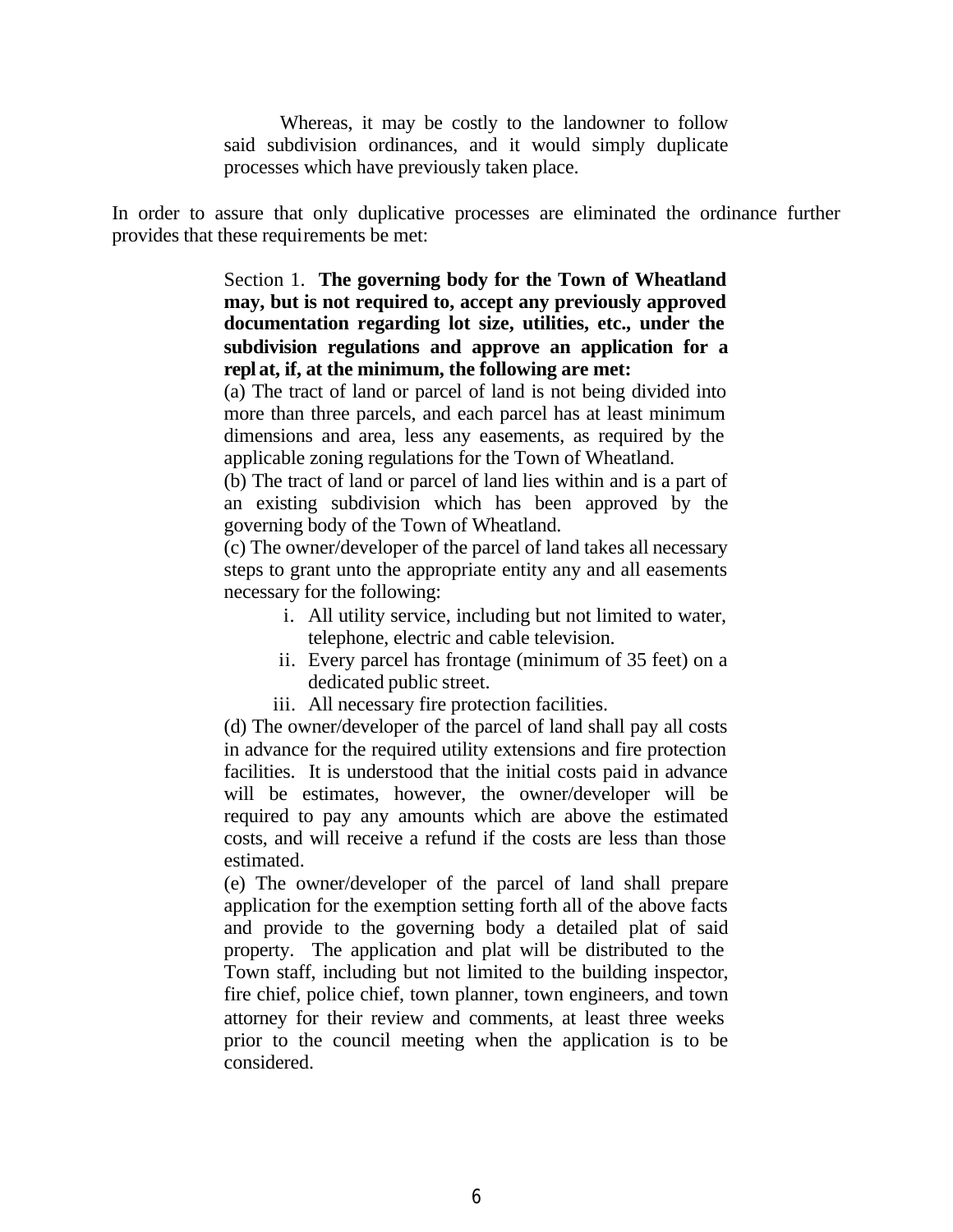> Whereas, it may be costly to the landowner to follow said subdivision ordinances, and it would simply duplicate processes which have previously taken place.

In order to assure that only duplicative processes are eliminated the ordinance further provides that these requirements be met:

> Section 1. **The governing body for the Town of Wheatland may, but is not required to, accept any previously approved documentation regarding lot size, utilities, etc., under the subdivision regulations and approve an application for a repl at, if, at the minimum, the following are met:**
>
> (a) The tract of land or parcel of land is not being divided into more than three parcels, and each parcel has at least minimum dimensions and area, less any easements, as required by the applicable zoning regulations for the Town of Wheatland.
>
> (b) The tract of land or parcel of land lies within and is a part of an existing subdivision which has been approved by the governing body of the Town of Wheatland.
>
> (c) The owner/developer of the parcel of land takes all necessary steps to grant unto the appropriate entity any and all easements necessary for the following:
>
> i. All utility service, including but not limited to water, telephone, electric and cable television.
>
> ii. Every parcel has frontage (minimum of 35 feet) on a dedicated public street.
>
> iii. All necessary fire protection facilities.
>
> (d) The owner/developer of the parcel of land shall pay all costs in advance for the required utility extensions and fire protection facilities. It is understood that the initial costs paid in advance will be estimates, however, the owner/developer will be required to pay any amounts which are above the estimated costs, and will receive a refund if the costs are less than those estimated.
>
> (e) The owner/developer of the parcel of land shall prepare application for the exemption setting forth all of the above facts and provide to the governing body a detailed plat of said property. The application and plat will be distributed to the Town staff, including but not limited to the building inspector, fire chief, police chief, town planner, town engineers, and town attorney for their review and comments, at least three weeks prior to the council meeting when the application is to be considered.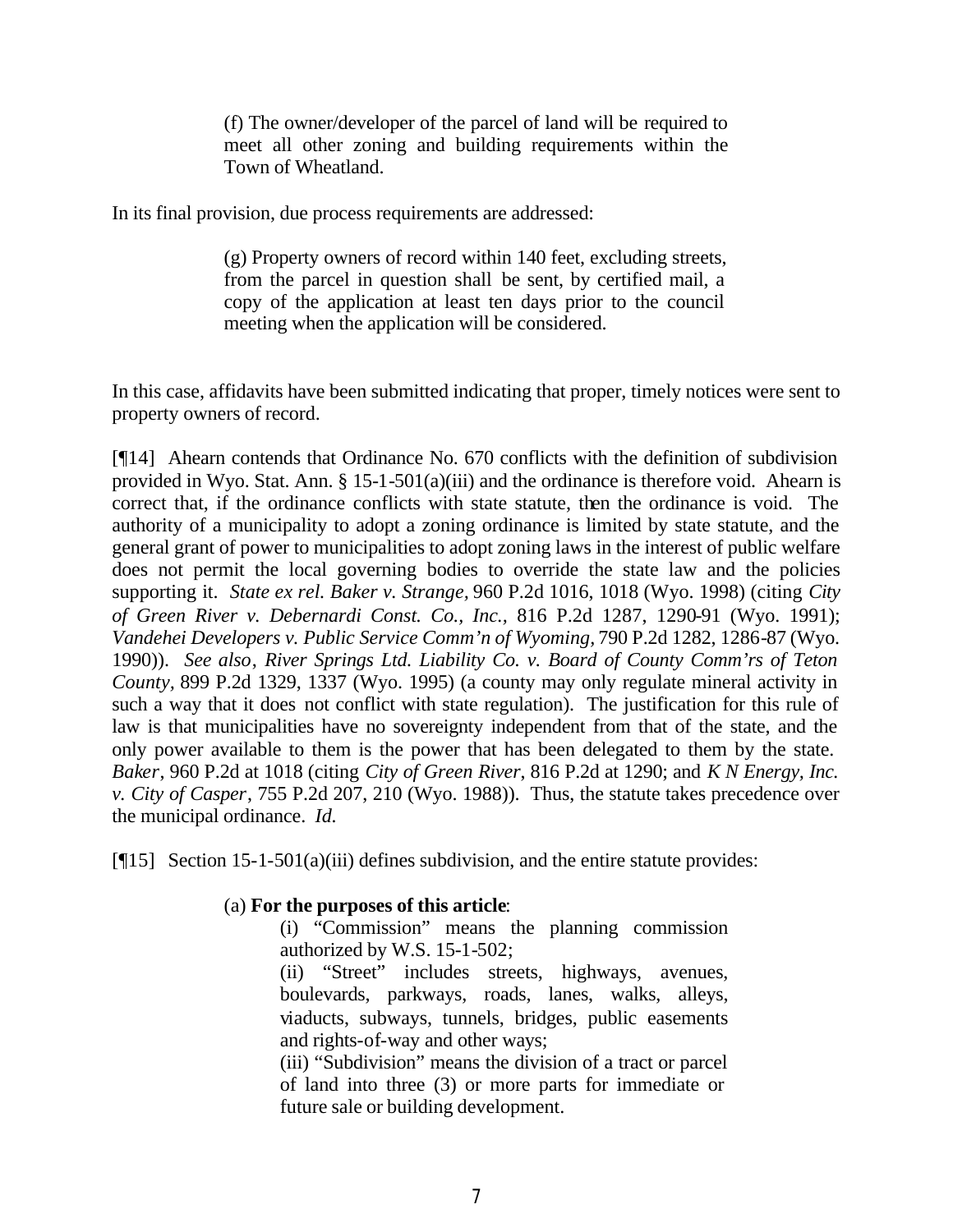> (f) The owner/developer of the parcel of land will be required to meet all other zoning and building requirements within the Town of Wheatland.

In its final provision, due process requirements are addressed:

> (g) Property owners of record within 140 feet, excluding streets, from the parcel in question shall be sent, by certified mail, a copy of the application at least ten days prior to the council meeting when the application will be considered.

In this case, affidavits have been submitted indicating that proper, timely notices were sent to property owners of record.

[¶14] Ahearn contends that Ordinance No. 670 conflicts with the definition of subdivision provided in Wyo. Stat. Ann. § 15-1-501(a)(iii) and the ordinance is therefore void. Ahearn is correct that, if the ordinance conflicts with state statute, then the ordinance is void. The authority of a municipality to adopt a zoning ordinance is limited by state statute, and the general grant of power to municipalities to adopt zoning laws in the interest of public welfare does not permit the local governing bodies to override the state law and the policies supporting it. *State ex rel. Baker v. Strange*, 960 P.2d 1016, 1018 (Wyo. 1998) (citing *City of Green River v. Debernardi Const. Co., Inc.*, 816 P.2d 1287, 1290-91 (Wyo. 1991); *Vandehei Developers v. Public Service Comm'n of Wyoming*, 790 P.2d 1282, 1286-87 (Wyo. 1990)). *See also*, *River Springs Ltd. Liability Co. v. Board of County Comm'rs of Teton County*, 899 P.2d 1329, 1337 (Wyo. 1995) (a county may only regulate mineral activity in such a way that it does not conflict with state regulation). The justification for this rule of law is that municipalities have no sovereignty independent from that of the state, and the only power available to them is the power that has been delegated to them by the state. *Baker*, 960 P.2d at 1018 (citing *City of Green River*, 816 P.2d at 1290; and *K N Energy, Inc. v. City of Casper*, 755 P.2d 207, 210 (Wyo. 1988)). Thus, the statute takes precedence over the municipal ordinance. *Id.*

[¶15] Section 15-1-501(a)(iii) defines subdivision, and the entire statute provides:

> (a) **For the purposes of this article**:
>
> > (i) "Commission" means the planning commission authorized by W.S. 15-1-502;
> >
> > (ii) "Street" includes streets, highways, avenues, boulevards, parkways, roads, lanes, walks, alleys, viaducts, subways, tunnels, bridges, public easements and rights-of-way and other ways;
> >
> > (iii) "Subdivision" means the division of a tract or parcel of land into three (3) or more parts for immediate or future sale or building development.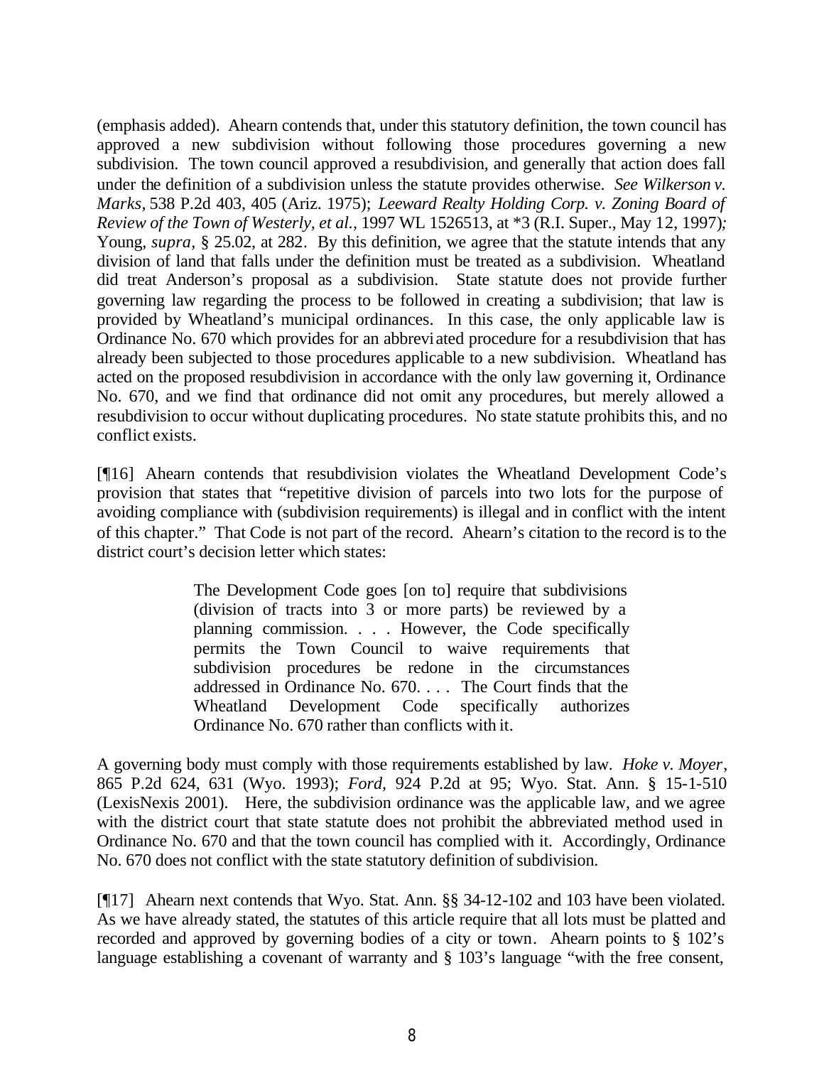(emphasis added). Ahearn contends that, under this statutory definition, the town council has approved a new subdivision without following those procedures governing a new subdivision. The town council approved a resubdivision, and generally that action does fall under the definition of a subdivision unless the statute provides otherwise. *See Wilkerson v. Marks*, 538 P.2d 403, 405 (Ariz. 1975); *Leeward Realty Holding Corp. v. Zoning Board of Review of the Town of Westerly, et al.*, 1997 WL 1526513, at *3 (R.I. Super., May 12, 1997); Young, *supra*, § 25.02, at 282. By this definition, we agree that the statute intends that any division of land that falls under the definition must be treated as a subdivision. Wheatland did treat Anderson's proposal as a subdivision. State statute does not provide further governing law regarding the process to be followed in creating a subdivision; that law is provided by Wheatland's municipal ordinances. In this case, the only applicable law is Ordinance No. 670 which provides for an abbreviated procedure for a resubdivision that has already been subjected to those procedures applicable to a new subdivision. Wheatland has acted on the proposed resubdivision in accordance with the only law governing it, Ordinance No. 670, and we find that ordinance did not omit any procedures, but merely allowed a resubdivision to occur without duplicating procedures. No state statute prohibits this, and no conflict exists.

[¶16] Ahearn contends that resubdivision violates the Wheatland Development Code's provision that states that "repetitive division of parcels into two lots for the purpose of avoiding compliance with (subdivision requirements) is illegal and in conflict with the intent of this chapter." That Code is not part of the record. Ahearn's citation to the record is to the district court's decision letter which states:

> The Development Code goes [on to] require that subdivisions (division of tracts into 3 or more parts) be reviewed by a planning commission. . . . However, the Code specifically permits the Town Council to waive requirements that subdivision procedures be redone in the circumstances addressed in Ordinance No. 670. . . . The Court finds that the Wheatland Development Code specifically authorizes Ordinance No. 670 rather than conflicts with it.

A governing body must comply with those requirements established by law. *Hoke v. Moyer*, 865 P.2d 624, 631 (Wyo. 1993); *Ford*, 924 P.2d at 95; Wyo. Stat. Ann. § 15-1-510 (LexisNexis 2001). Here, the subdivision ordinance was the applicable law, and we agree with the district court that state statute does not prohibit the abbreviated method used in Ordinance No. 670 and that the town council has complied with it. Accordingly, Ordinance No. 670 does not conflict with the state statutory definition of subdivision.

[¶17] Ahearn next contends that Wyo. Stat. Ann. §§ 34-12-102 and 103 have been violated. As we have already stated, the statutes of this article require that all lots must be platted and recorded and approved by governing bodies of a city or town. Ahearn points to § 102's language establishing a covenant of warranty and § 103's language "with the free consent,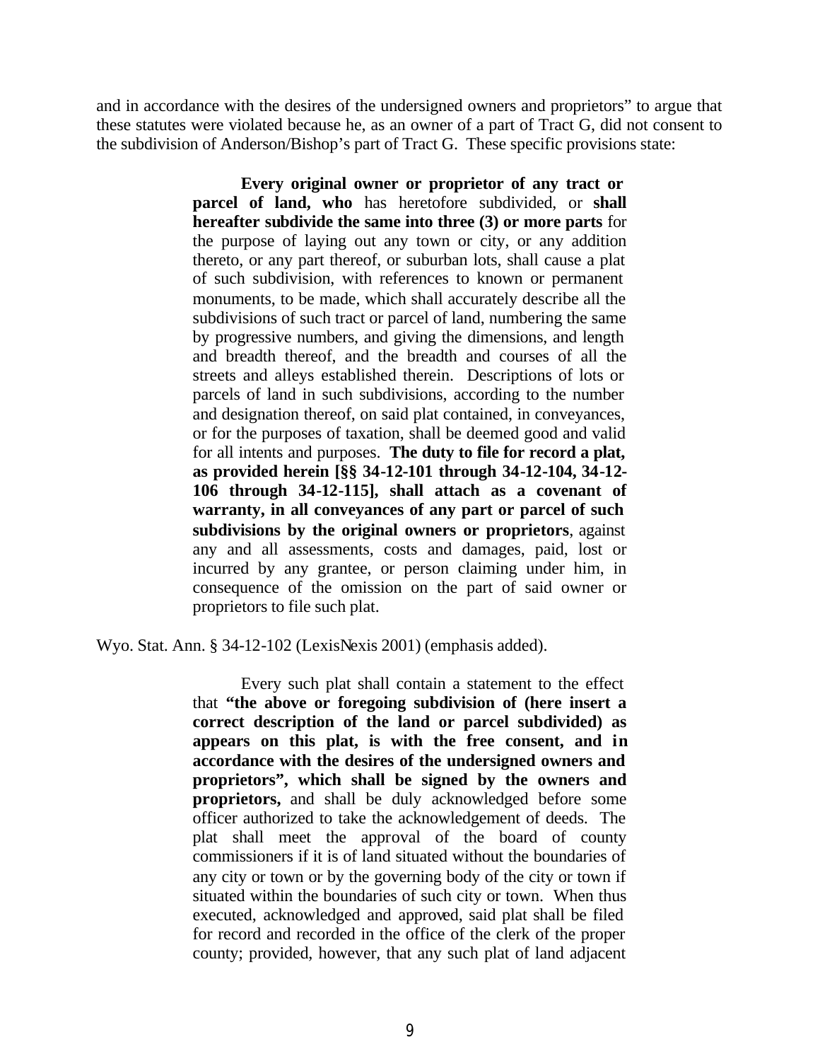and in accordance with the desires of the undersigned owners and proprietors" to argue that these statutes were violated because he, as an owner of a part of Tract G, did not consent to the subdivision of Anderson/Bishop's part of Tract G. These specific provisions state:

> **Every original owner or proprietor of any tract or parcel of land, who** has heretofore subdivided, or **shall hereafter subdivide the same into three (3) or more parts** for the purpose of laying out any town or city, or any addition thereto, or any part thereof, or suburban lots, shall cause a plat of such subdivision, with references to known or permanent monuments, to be made, which shall accurately describe all the subdivisions of such tract or parcel of land, numbering the same by progressive numbers, and giving the dimensions, and length and breadth thereof, and the breadth and courses of all the streets and alleys established therein. Descriptions of lots or parcels of land in such subdivisions, according to the number and designation thereof, on said plat contained, in conveyances, or for the purposes of taxation, shall be deemed good and valid for all intents and purposes. **The duty to file for record a plat, as provided herein [§§ 34-12-101 through 34-12-104, 34-12-106 through 34-12-115], shall attach as a covenant of warranty, in all conveyances of any part or parcel of such subdivisions by the original owners or proprietors**, against any and all assessments, costs and damages, paid, lost or incurred by any grantee, or person claiming under him, in consequence of the omission on the part of said owner or proprietors to file such plat.

Wyo. Stat. Ann. § 34-12-102 (LexisNexis 2001) (emphasis added).

> Every such plat shall contain a statement to the effect that **"the above or foregoing subdivision of (here insert a correct description of the land or parcel subdivided) as appears on this plat, is with the free consent, and in accordance with the desires of the undersigned owners and proprietors", which shall be signed by the owners and proprietors,** and shall be duly acknowledged before some officer authorized to take the acknowledgement of deeds. The plat shall meet the approval of the board of county commissioners if it is of land situated without the boundaries of any city or town or by the governing body of the city or town if situated within the boundaries of such city or town. When thus executed, acknowledged and approved, said plat shall be filed for record and recorded in the office of the clerk of the proper county; provided, however, that any such plat of land adjacent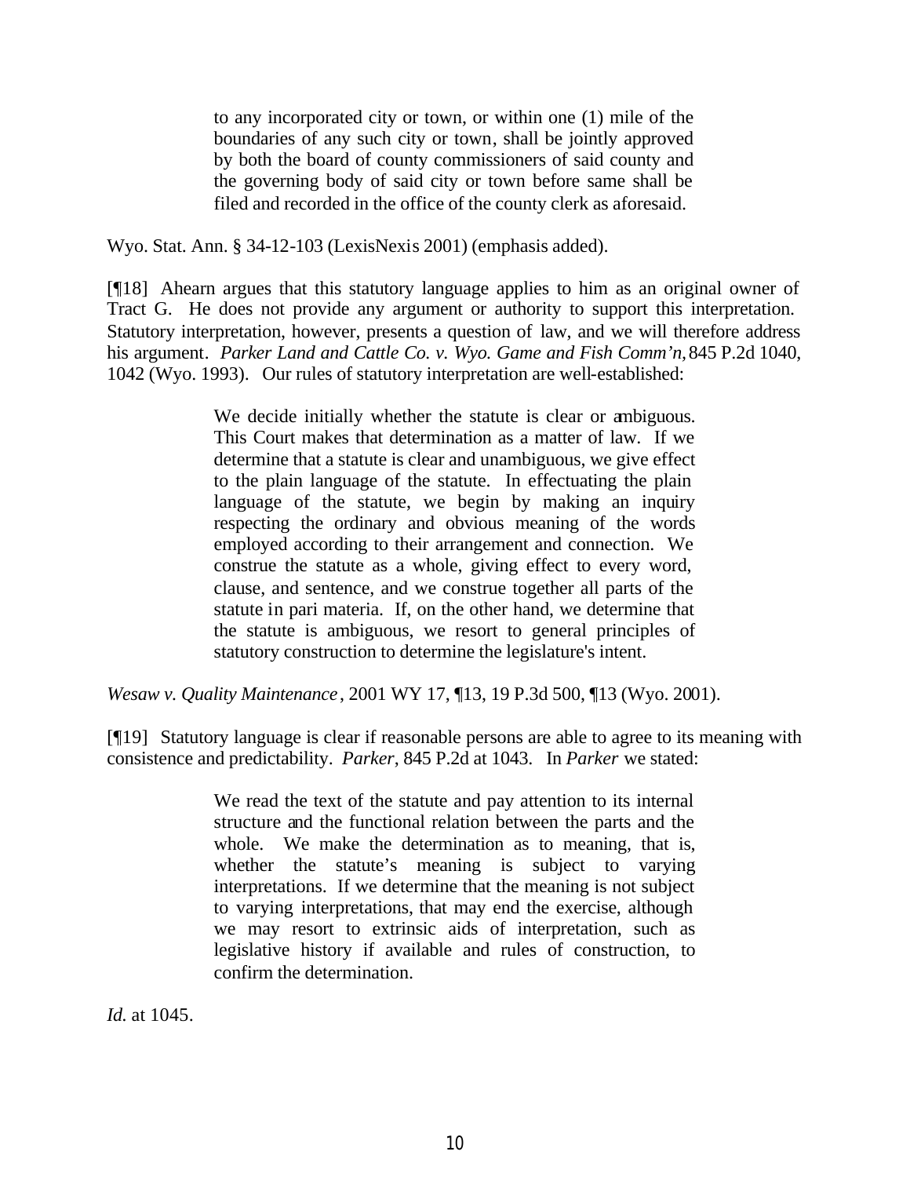> to any incorporated city or town, or within one (1) mile of the boundaries of any such city or town, shall be jointly approved by both the board of county commissioners of said county and the governing body of said city or town before same shall be filed and recorded in the office of the county clerk as aforesaid.

Wyo. Stat. Ann. § 34-12-103 (LexisNexis 2001) (emphasis added).

[¶18] Ahearn argues that this statutory language applies to him as an original owner of Tract G. He does not provide any argument or authority to support this interpretation. Statutory interpretation, however, presents a question of law, and we will therefore address his argument. *Parker Land and Cattle Co. v. Wyo. Game and Fish Comm'n*, 845 P.2d 1040, 1042 (Wyo. 1993). Our rules of statutory interpretation are well-established:

> We decide initially whether the statute is clear or ambiguous. This Court makes that determination as a matter of law. If we determine that a statute is clear and unambiguous, we give effect to the plain language of the statute. In effectuating the plain language of the statute, we begin by making an inquiry respecting the ordinary and obvious meaning of the words employed according to their arrangement and connection. We construe the statute as a whole, giving effect to every word, clause, and sentence, and we construe together all parts of the statute in pari materia. If, on the other hand, we determine that the statute is ambiguous, we resort to general principles of statutory construction to determine the legislature's intent.

*Wesaw v. Quality Maintenance*, 2001 WY 17, ¶13, 19 P.3d 500, ¶13 (Wyo. 2001).

[¶19] Statutory language is clear if reasonable persons are able to agree to its meaning with consistence and predictability. *Parker*, 845 P.2d at 1043. In *Parker* we stated:

> We read the text of the statute and pay attention to its internal structure and the functional relation between the parts and the whole. We make the determination as to meaning, that is, whether the statute's meaning is subject to varying interpretations. If we determine that the meaning is not subject to varying interpretations, that may end the exercise, although we may resort to extrinsic aids of interpretation, such as legislative history if available and rules of construction, to confirm the determination.

*Id.* at 1045.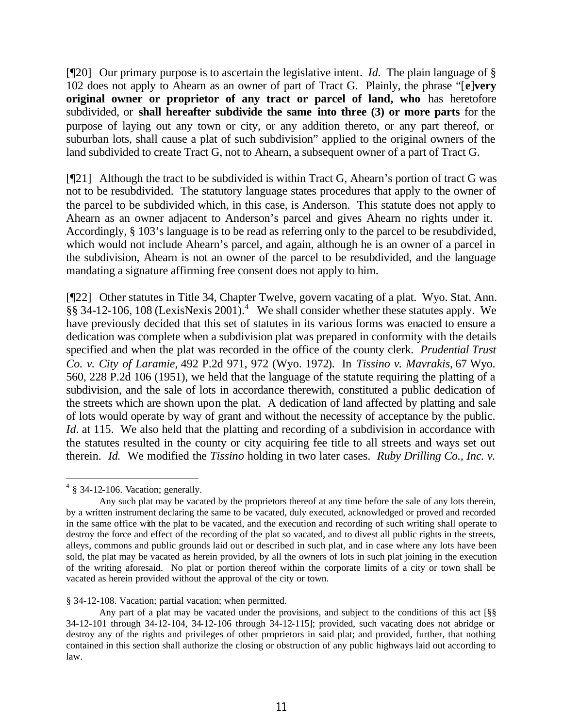[¶20] Our primary purpose is to ascertain the legislative intent. *Id.* The plain language of § 102 does not apply to Ahearn as an owner of part of Tract G. Plainly, the phrase "[**e**]**very original owner or proprietor of any tract or parcel of land, who** has heretofore subdivided, or **shall hereafter subdivide the same into three (3) or more parts** for the purpose of laying out any town or city, or any addition thereto, or any part thereof, or suburban lots, shall cause a plat of such subdivision" applied to the original owners of the land subdivided to create Tract G, not to Ahearn, a subsequent owner of a part of Tract G.

[¶21] Although the tract to be subdivided is within Tract G, Ahearn's portion of tract G was not to be resubdivided. The statutory language states procedures that apply to the owner of the parcel to be subdivided which, in this case, is Anderson. This statute does not apply to Ahearn as an owner adjacent to Anderson's parcel and gives Ahearn no rights under it. Accordingly, § 103's language is to be read as referring only to the parcel to be resubdivided, which would not include Ahearn's parcel, and again, although he is an owner of a parcel in the subdivision, Ahearn is not an owner of the parcel to be resubdivided, and the language mandating a signature affirming free consent does not apply to him.

[¶22] Other statutes in Title 34, Chapter Twelve, govern vacating of a plat. Wyo. Stat. Ann. §§ 34-12-106, 108 (LexisNexis 2001).[4] We shall consider whether these statutes apply. We have previously decided that this set of statutes in its various forms was enacted to ensure a dedication was complete when a subdivision plat was prepared in conformity with the details specified and when the plat was recorded in the office of the county clerk. *Prudential Trust Co. v. City of Laramie*, 492 P.2d 971, 972 (Wyo. 1972). In *Tissino v. Mavrakis*, 67 Wyo. 560, 228 P.2d 106 (1951), we held that the language of the statute requiring the platting of a subdivision, and the sale of lots in accordance therewith, constituted a public dedication of the streets which are shown upon the plat. A dedication of land affected by platting and sale of lots would operate by way of grant and without the necessity of acceptance by the public. *Id.* at 115. We also held that the platting and recording of a subdivision in accordance with the statutes resulted in the county or city acquiring fee title to all streets and ways set out therein. *Id.* We modified the *Tissino* holding in two later cases. *Ruby Drilling Co., Inc. v.*

---

[4] § 34-12-106. Vacation; generally.

Any such plat may be vacated by the proprietors thereof at any time before the sale of any lots therein, by a written instrument declaring the same to be vacated, duly executed, acknowledged or proved and recorded in the same office with the plat to be vacated, and the execution and recording of such writing shall operate to destroy the force and effect of the recording of the plat so vacated, and to divest all public rights in the streets, alleys, commons and public grounds laid out or described in such plat, and in case where any lots have been sold, the plat may be vacated as herein provided, by all the owners of lots in such plat joining in the execution of the writing aforesaid. No plat or portion thereof within the corporate limits of a city or town shall be vacated as herein provided without the approval of the city or town.

§ 34-12-108. Vacation; partial vacation; when permitted.

Any part of a plat may be vacated under the provisions, and subject to the conditions of this act [§§ 34-12-101 through 34-12-104, 34-12-106 through 34-12-115]; provided, such vacating does not abridge or destroy any of the rights and privileges of other proprietors in said plat; and provided, further, that nothing contained in this section shall authorize the closing or obstruction of any public highways laid out according to law.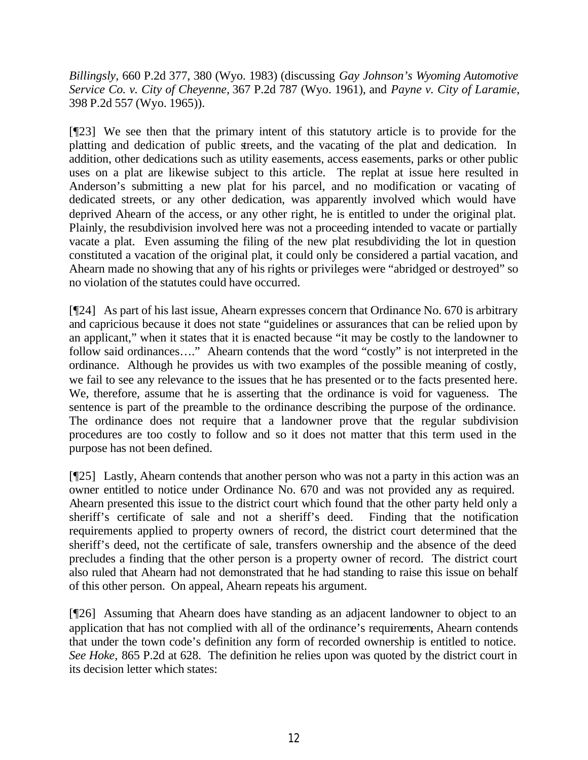*Billingsly*, 660 P.2d 377, 380 (Wyo. 1983) (discussing *Gay Johnson's Wyoming Automotive Service Co. v. City of Cheyenne*, 367 P.2d 787 (Wyo. 1961), and *Payne v. City of Laramie*, 398 P.2d 557 (Wyo. 1965)).

[¶23] We see then that the primary intent of this statutory article is to provide for the platting and dedication of public streets, and the vacating of the plat and dedication. In addition, other dedications such as utility easements, access easements, parks or other public uses on a plat are likewise subject to this article. The replat at issue here resulted in Anderson's submitting a new plat for his parcel, and no modification or vacating of dedicated streets, or any other dedication, was apparently involved which would have deprived Ahearn of the access, or any other right, he is entitled to under the original plat. Plainly, the resubdivision involved here was not a proceeding intended to vacate or partially vacate a plat. Even assuming the filing of the new plat resubdividing the lot in question constituted a vacation of the original plat, it could only be considered a partial vacation, and Ahearn made no showing that any of his rights or privileges were "abridged or destroyed" so no violation of the statutes could have occurred.

[¶24] As part of his last issue, Ahearn expresses concern that Ordinance No. 670 is arbitrary and capricious because it does not state "guidelines or assurances that can be relied upon by an applicant," when it states that it is enacted because "it may be costly to the landowner to follow said ordinances…." Ahearn contends that the word "costly" is not interpreted in the ordinance. Although he provides us with two examples of the possible meaning of costly, we fail to see any relevance to the issues that he has presented or to the facts presented here. We, therefore, assume that he is asserting that the ordinance is void for vagueness. The sentence is part of the preamble to the ordinance describing the purpose of the ordinance. The ordinance does not require that a landowner prove that the regular subdivision procedures are too costly to follow and so it does not matter that this term used in the purpose has not been defined.

[¶25] Lastly, Ahearn contends that another person who was not a party in this action was an owner entitled to notice under Ordinance No. 670 and was not provided any as required. Ahearn presented this issue to the district court which found that the other party held only a sheriff's certificate of sale and not a sheriff's deed. Finding that the notification requirements applied to property owners of record, the district court determined that the sheriff's deed, not the certificate of sale, transfers ownership and the absence of the deed precludes a finding that the other person is a property owner of record. The district court also ruled that Ahearn had not demonstrated that he had standing to raise this issue on behalf of this other person. On appeal, Ahearn repeats his argument.

[¶26] Assuming that Ahearn does have standing as an adjacent landowner to object to an application that has not complied with all of the ordinance's requirements, Ahearn contends that under the town code's definition any form of recorded ownership is entitled to notice. *See Hoke*, 865 P.2d at 628. The definition he relies upon was quoted by the district court in its decision letter which states: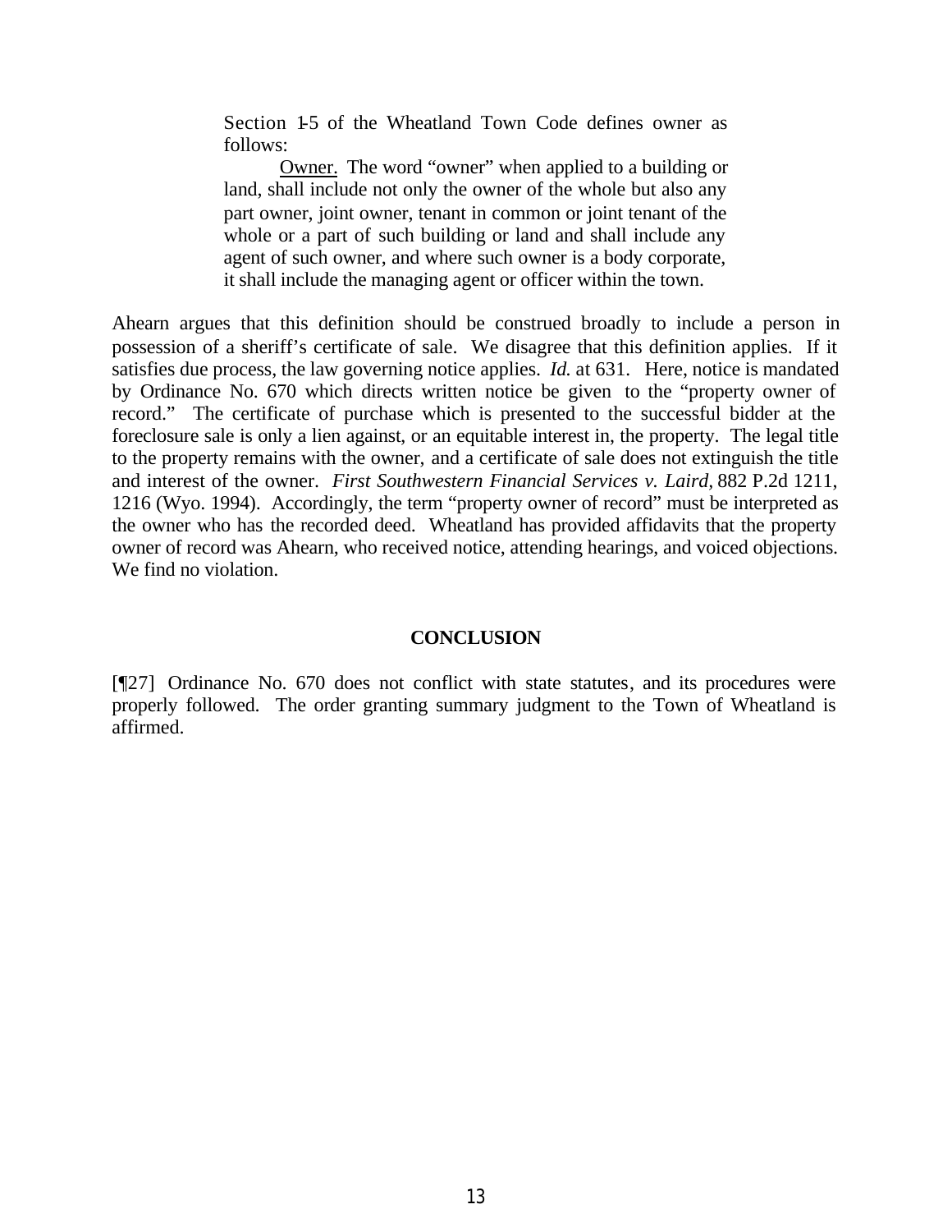> Section 1-5 of the Wheatland Town Code defines owner as follows:
>
> Owner. The word "owner" when applied to a building or land, shall include not only the owner of the whole but also any part owner, joint owner, tenant in common or joint tenant of the whole or a part of such building or land and shall include any agent of such owner, and where such owner is a body corporate, it shall include the managing agent or officer within the town.

Ahearn argues that this definition should be construed broadly to include a person in possession of a sheriff's certificate of sale. We disagree that this definition applies. If it satisfies due process, the law governing notice applies. *Id.* at 631. Here, notice is mandated by Ordinance No. 670 which directs written notice be given to the "property owner of record." The certificate of purchase which is presented to the successful bidder at the foreclosure sale is only a lien against, or an equitable interest in, the property. The legal title to the property remains with the owner, and a certificate of sale does not extinguish the title and interest of the owner. *First Southwestern Financial Services v. Laird*, 882 P.2d 1211, 1216 (Wyo. 1994). Accordingly, the term "property owner of record" must be interpreted as the owner who has the recorded deed. Wheatland has provided affidavits that the property owner of record was Ahearn, who received notice, attending hearings, and voiced objections. We find no violation.

## CONCLUSION

[¶27] Ordinance No. 670 does not conflict with state statutes, and its procedures were properly followed. The order granting summary judgment to the Town of Wheatland is affirmed.